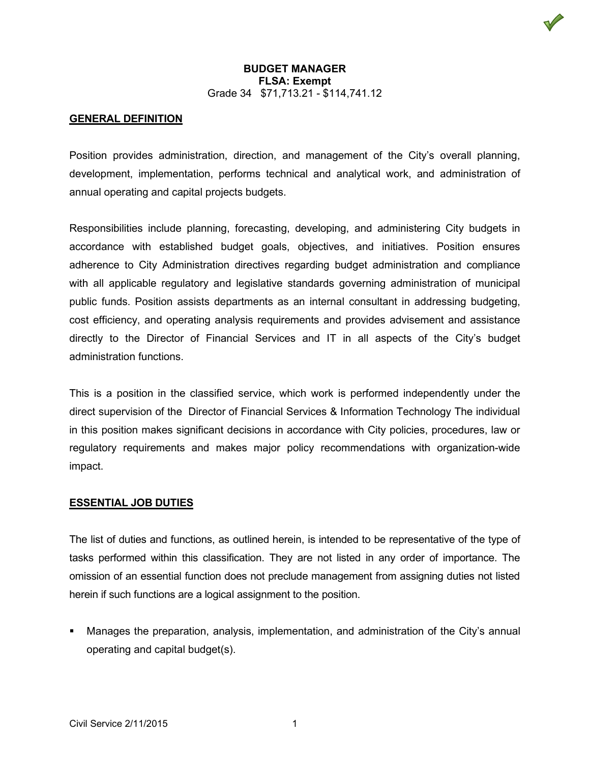# BUDGET MANAGER

**FLSA: Exempt**

Grade 34 $71,713.21 - $114,741.12

## GENERAL DEFINITION

Position provides administration, direction, and management of the City's overall planning, development, implementation, performs technical and analytical work, and administration of annual operating and capital projects budgets.

Responsibilities include planning, forecasting, developing, and administering City budgets in accordance with established budget goals, objectives, and initiatives. Position ensures adherence to City Administration directives regarding budget administration and compliance with all applicable regulatory and legislative standards governing administration of municipal public funds. Position assists departments as an internal consultant in addressing budgeting, cost efficiency, and operating analysis requirements and provides advisement and assistance directly to the Director of Financial Services and IT in all aspects of the City's budget administration functions.

This is a position in the classified service, which work is performed independently under the direct supervision of the Director of Financial Services & Information Technology The individual in this position makes significant decisions in accordance with City policies, procedures, law or regulatory requirements and makes major policy recommendations with organization-wide impact.

## ESSENTIAL JOB DUTIES

The list of duties and functions, as outlined herein, is intended to be representative of the type of tasks performed within this classification. They are not listed in any order of importance. The omission of an essential function does not preclude management from assigning duties not listed herein if such functions are a logical assignment to the position.

- Manages the preparation, analysis, implementation, and administration of the City's annual operating and capital budget(s).

Civil Service 2/11/2015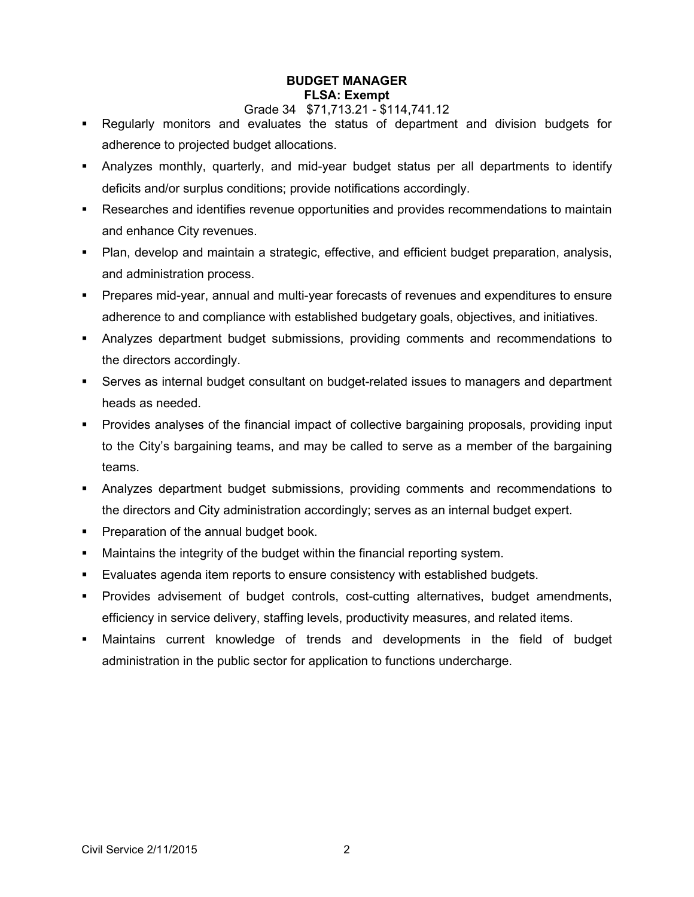**BUDGET MANAGER**
**FLSA: Exempt**
Grade 34 $71,713.21 - $114,741.12

- Regularly monitors and evaluates the status of department and division budgets for adherence to projected budget allocations.
- Analyzes monthly, quarterly, and mid-year budget status per all departments to identify deficits and/or surplus conditions; provide notifications accordingly.
- Researches and identifies revenue opportunities and provides recommendations to maintain and enhance City revenues.
- Plan, develop and maintain a strategic, effective, and efficient budget preparation, analysis, and administration process.
- Prepares mid-year, annual and multi-year forecasts of revenues and expenditures to ensure adherence to and compliance with established budgetary goals, objectives, and initiatives.
- Analyzes department budget submissions, providing comments and recommendations to the directors accordingly.
- Serves as internal budget consultant on budget-related issues to managers and department heads as needed.
- Provides analyses of the financial impact of collective bargaining proposals, providing input to the City's bargaining teams, and may be called to serve as a member of the bargaining teams.
- Analyzes department budget submissions, providing comments and recommendations to the directors and City administration accordingly; serves as an internal budget expert.
- Preparation of the annual budget book.
- Maintains the integrity of the budget within the financial reporting system.
- Evaluates agenda item reports to ensure consistency with established budgets.
- Provides advisement of budget controls, cost-cutting alternatives, budget amendments, efficiency in service delivery, staffing levels, productivity measures, and related items.
- Maintains current knowledge of trends and developments in the field of budget administration in the public sector for application to functions undercharge.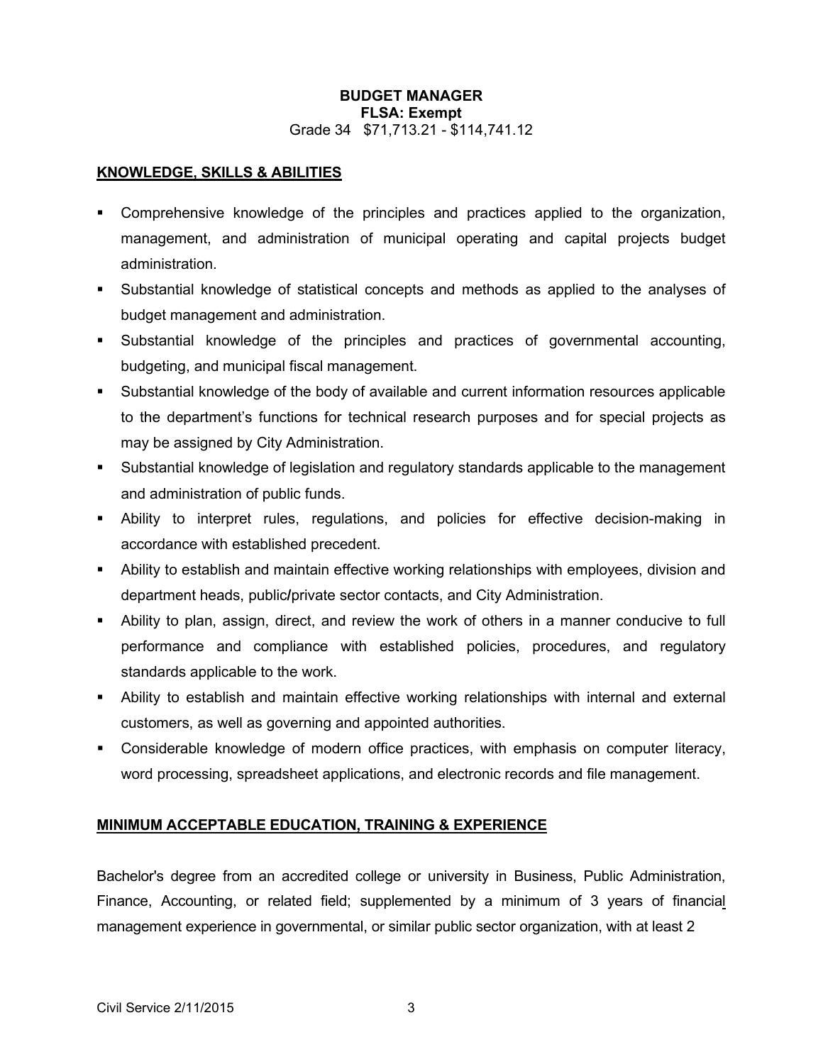**BUDGET MANAGER**
**FLSA: Exempt**
Grade 34 $71,713.21 - $114,741.12

## KNOWLEDGE, SKILLS & ABILITIES

- Comprehensive knowledge of the principles and practices applied to the organization, management, and administration of municipal operating and capital projects budget administration.
- Substantial knowledge of statistical concepts and methods as applied to the analyses of budget management and administration.
- Substantial knowledge of the principles and practices of governmental accounting, budgeting, and municipal fiscal management.
- Substantial knowledge of the body of available and current information resources applicable to the department's functions for technical research purposes and for special projects as may be assigned by City Administration.
- Substantial knowledge of legislation and regulatory standards applicable to the management and administration of public funds.
- Ability to interpret rules, regulations, and policies for effective decision-making in accordance with established precedent.
- Ability to establish and maintain effective working relationships with employees, division and department heads, public/private sector contacts, and City Administration.
- Ability to plan, assign, direct, and review the work of others in a manner conducive to full performance and compliance with established policies, procedures, and regulatory standards applicable to the work.
- Ability to establish and maintain effective working relationships with internal and external customers, as well as governing and appointed authorities.
- Considerable knowledge of modern office practices, with emphasis on computer literacy, word processing, spreadsheet applications, and electronic records and file management.

## MINIMUM ACCEPTABLE EDUCATION, TRAINING & EXPERIENCE

Bachelor's degree from an accredited college or university in Business, Public Administration, Finance, Accounting, or related field; supplemented by a minimum of 3 years of financial management experience in governmental, or similar public sector organization, with at least 2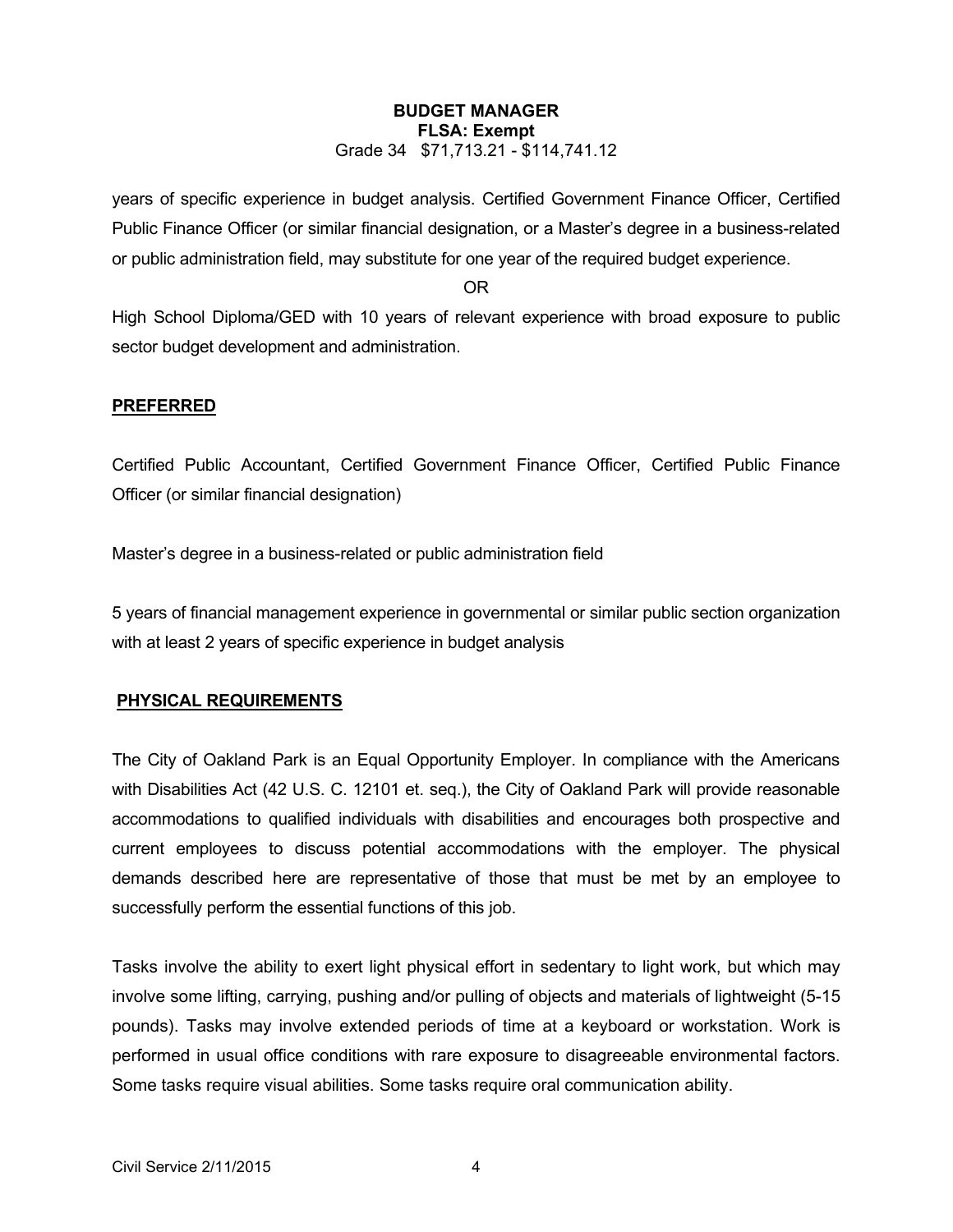years of specific experience in budget analysis. Certified Government Finance Officer, Certified Public Finance Officer (or similar financial designation, or a Master's degree in a business-related or public administration field, may substitute for one year of the required budget experience.

OR

High School Diploma/GED with 10 years of relevant experience with broad exposure to public sector budget development and administration.

## PREFERRED

Certified Public Accountant, Certified Government Finance Officer, Certified Public Finance Officer (or similar financial designation)

Master's degree in a business-related or public administration field

5 years of financial management experience in governmental or similar public section organization with at least 2 years of specific experience in budget analysis

## PHYSICAL REQUIREMENTS

The City of Oakland Park is an Equal Opportunity Employer. In compliance with the Americans with Disabilities Act (42 U.S. C. 12101 et. seq.), the City of Oakland Park will provide reasonable accommodations to qualified individuals with disabilities and encourages both prospective and current employees to discuss potential accommodations with the employer. The physical demands described here are representative of those that must be met by an employee to successfully perform the essential functions of this job.

Tasks involve the ability to exert light physical effort in sedentary to light work, but which may involve some lifting, carrying, pushing and/or pulling of objects and materials of lightweight (5-15 pounds). Tasks may involve extended periods of time at a keyboard or workstation. Work is performed in usual office conditions with rare exposure to disagreeable environmental factors. Some tasks require visual abilities. Some tasks require oral communication ability.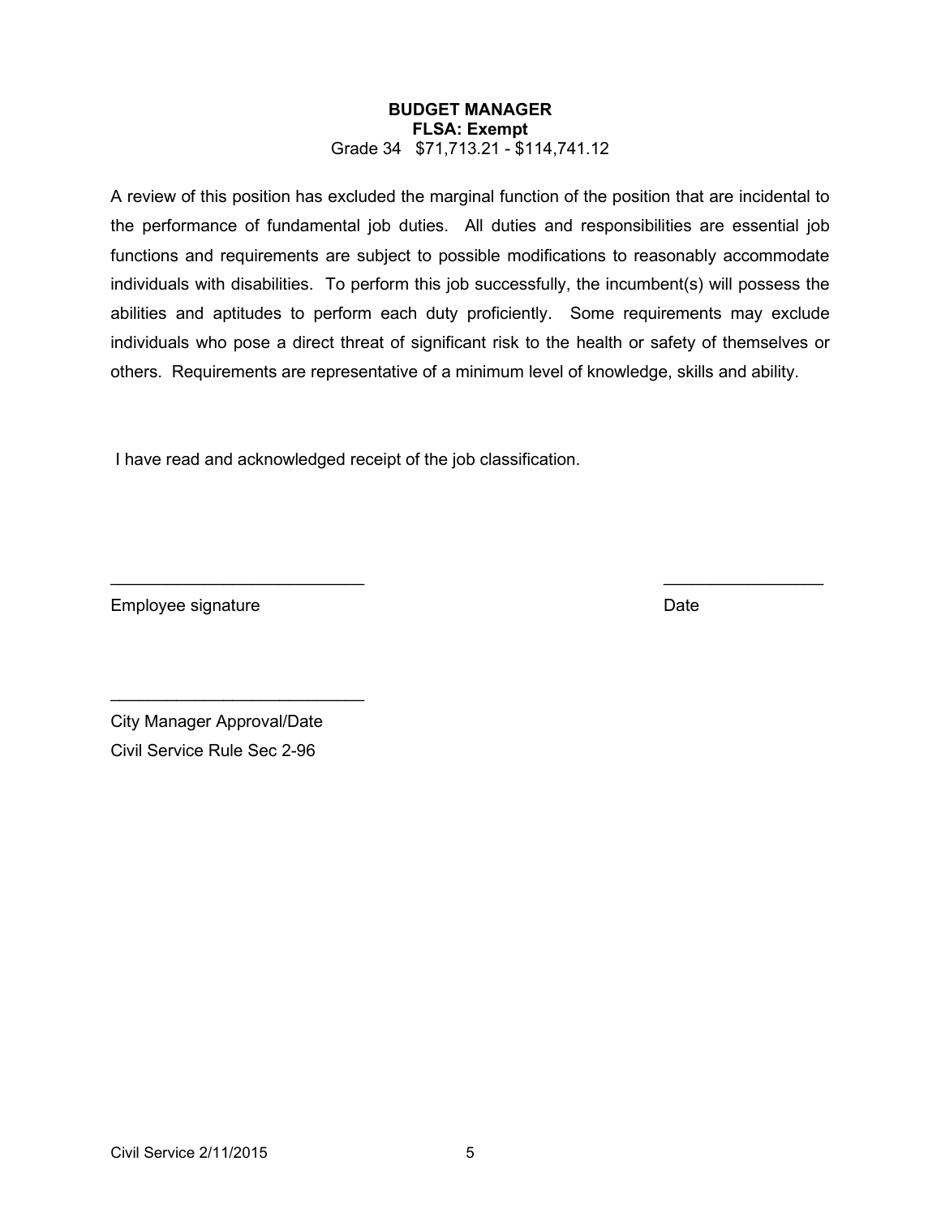**BUDGET MANAGER**
**FLSA: Exempt**
Grade 34 $71,713.21 - $114,741.12

A review of this position has excluded the marginal function of the position that are incidental to the performance of fundamental job duties. All duties and responsibilities are essential job functions and requirements are subject to possible modifications to reasonably accommodate individuals with disabilities. To perform this job successfully, the incumbent(s) will possess the abilities and aptitudes to perform each duty proficiently. Some requirements may exclude individuals who pose a direct threat of significant risk to the health or safety of themselves or others. Requirements are representative of a minimum level of knowledge, skills and ability.

I have read and acknowledged receipt of the job classification.

___________________________ _________________

Employee signature Date

___________________________

City Manager Approval/Date
Civil Service Rule Sec 2-96

Civil Service 2/11/2015